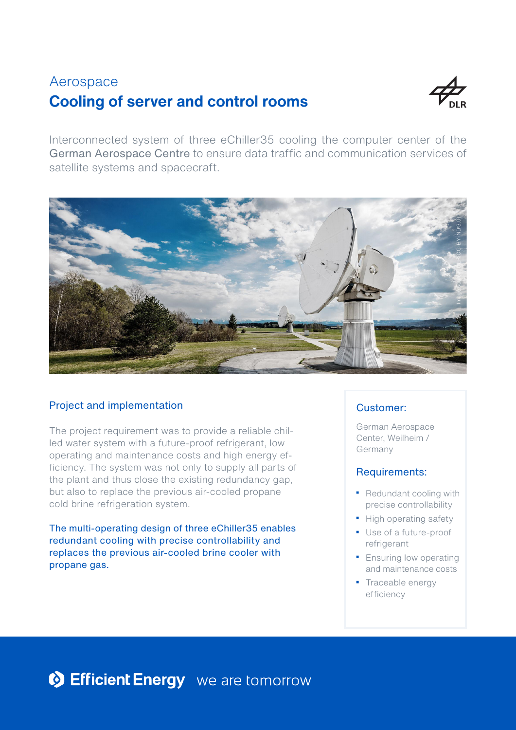Aerospace

# Cooling of server and control rooms

DLR

Interconnected system of three eChiller35 cooling the computer center of the German Aerospace Centre to ensure data traffic and communication services of satellite systems and spacecraft.

## Project and implementation

The project requirement was to provide a reliable chilled water system with a future-proof refrigerant, low operating and maintenance costs and high energy efficiency. The system was not only to supply all parts of the plant and thus close the existing redundancy gap, but also to replace the previous air-cooled propane cold brine refrigeration system.

The multi-operating design of three eChiller35 enables redundant cooling with precise controllability and replaces the previous air-cooled brine cooler with propane gas.

### Customer:

German Aerospace Center, Weilheim / Germany

### Requirements:

- Redundant cooling with precise controllability
- High operating safety
- Use of a future-proof refrigerant
- Ensuring low operating and maintenance costs
- Traceable energy efficiency

Efficient Energy we are tomorrow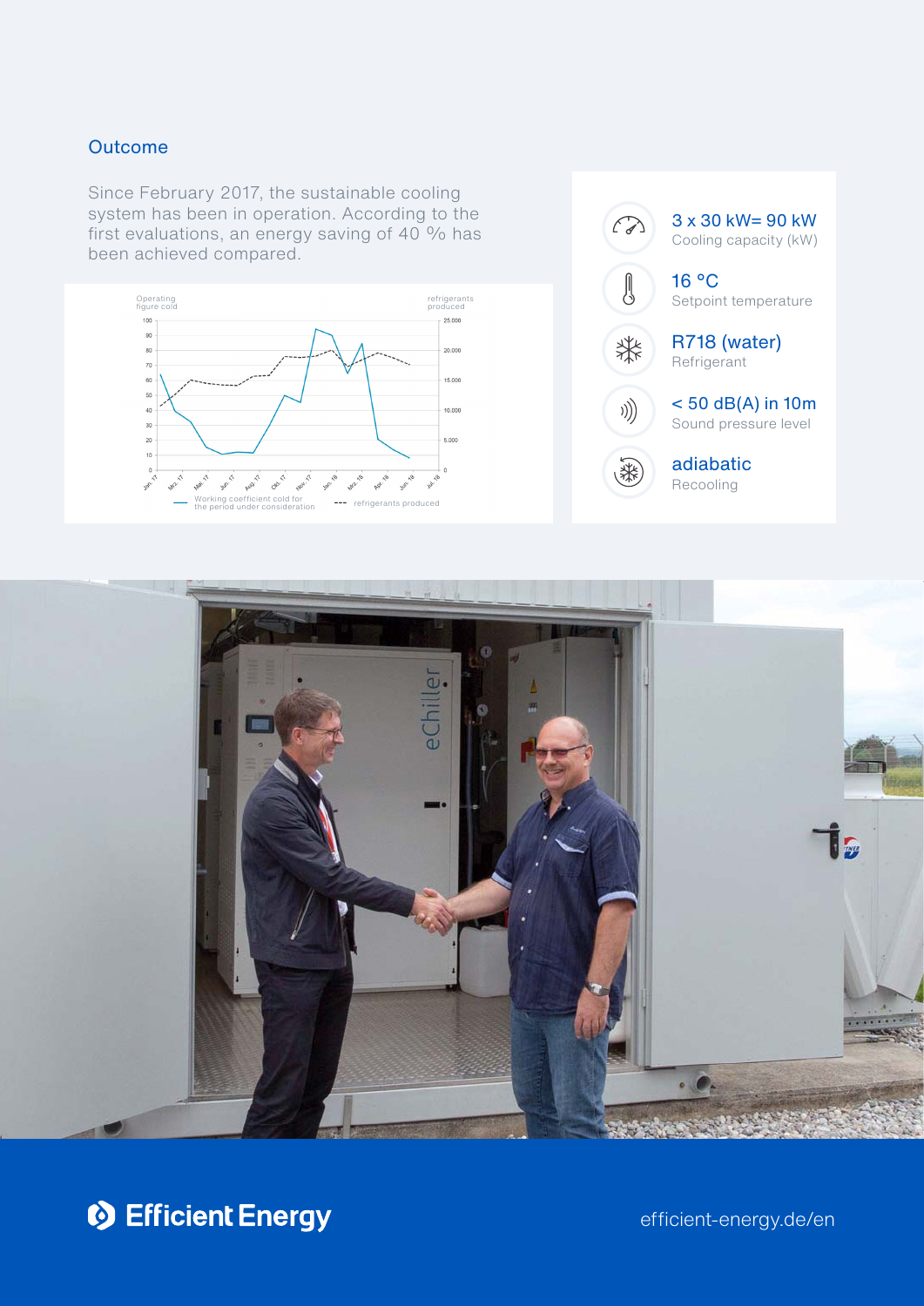## Outcome

Since February 2017, the sustainable cooling system has been in operation. According to the first evaluations, an energy saving of 40 % has been achieved compared.

Operating figure cold

refrigerants produced

100
90
80
70
60
50
40
30
20
10
0

25.000
20.000
15.000
10.000
5.000
0

Jan. 17
Mrz. 17
Mai. 17
Jun. 17
Aug. 17
Okt. 17
Nov. 17
Jan. 18
Mrz. 18
Apr. 18
Jun. 18
Jul. 18

Working coefficient cold for the period under consideration

refrigerants produced

**3 x 30 kW= 90 kW**
Cooling capacity (kW)

**16 °C**
Setpoint temperature

**R718 (water)**
Refrigerant

**< 50 dB(A) in 10m**
Sound pressure level

**adiabatic**
Recooling

Efficient Energy

efficient-energy.de/en